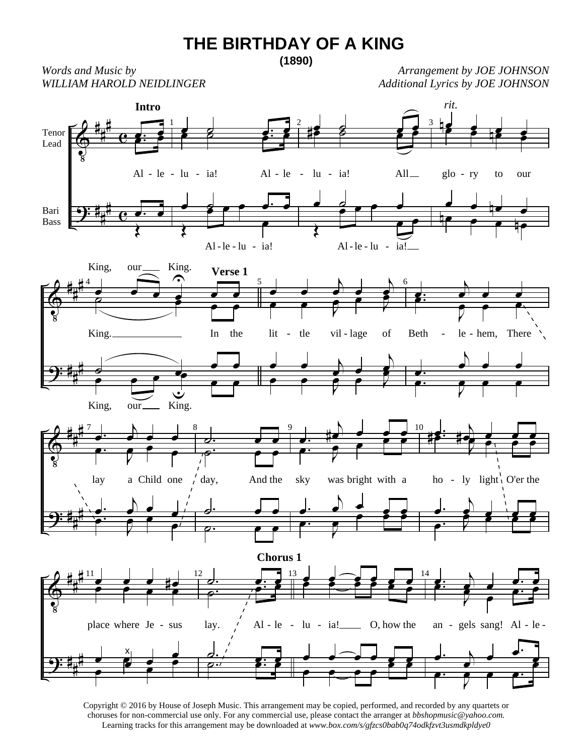# THE BIRTHDAY OF A KING

**(1890)**

*Words and Music by*
*WILLIAM HAROLD NEIDLINGER*

*Arrangement by JOE JOHNSON*
*Additional Lyrics by JOE JOHNSON*

Copyright © 2016 by House of Joseph Music. This arrangement may be copied, performed, and recorded by any quartets or choruses for non-commercial use only. For any commercial use, please contact the arranger at *bbshopmusic@yahoo.com.* Learning tracks for this arrangement may be downloaded at *www.box.com/s/gfzcs0bab0q74odkfzvt3usmdkpldye0*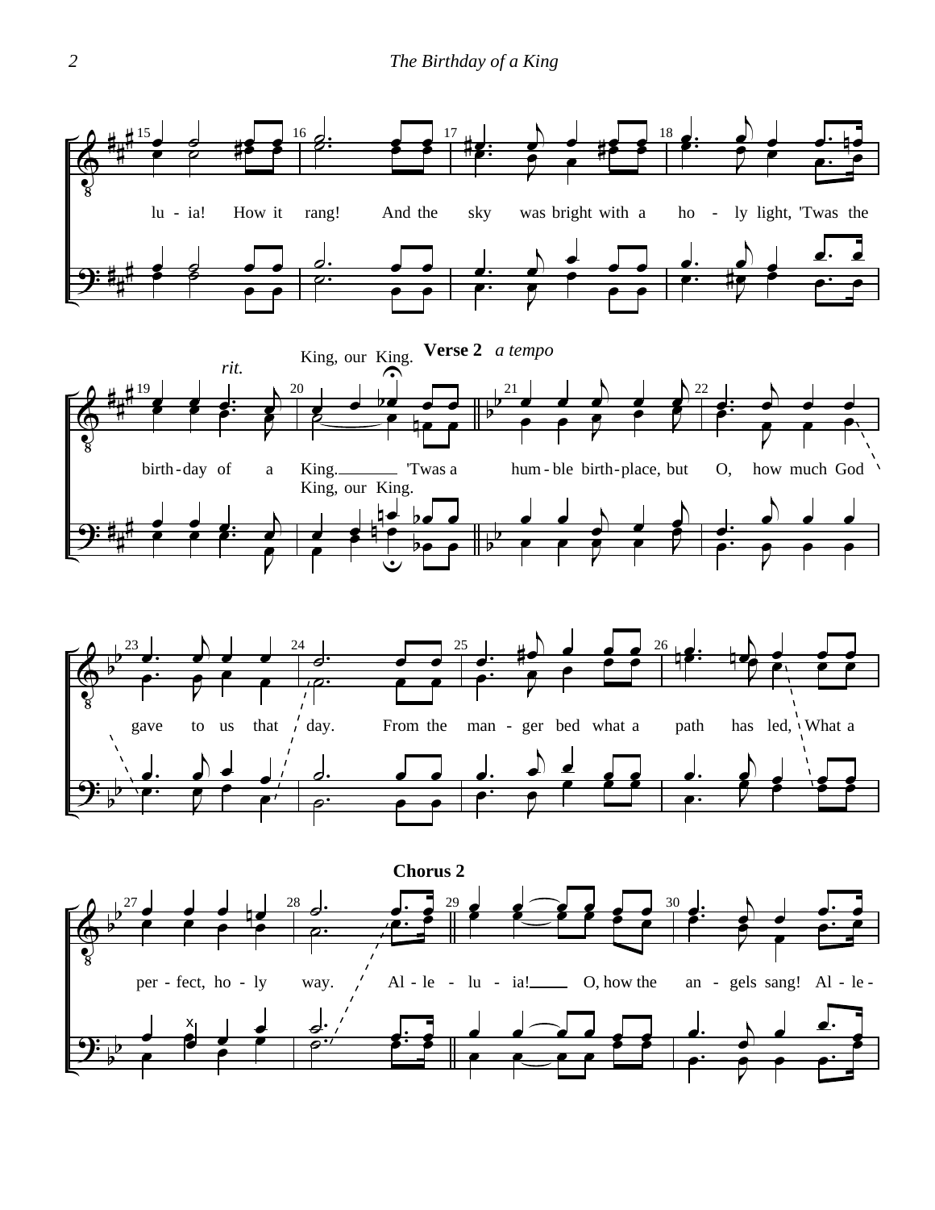lu - ia! How it rang! And the sky was bright with a ho - ly light, 'Twas the

*rit.*

King, our King.

birth - day of a King. 'Twas a

King, our King.

**Verse 2** *a tempo*

hum - ble birth - place, but O, how much God

gave to us that day. From the man - ger bed what a path has led, What a

per - fect, ho - ly way.

**Chorus 2**

Al - le - lu - ia! O, how the an - gels sang! Al - le -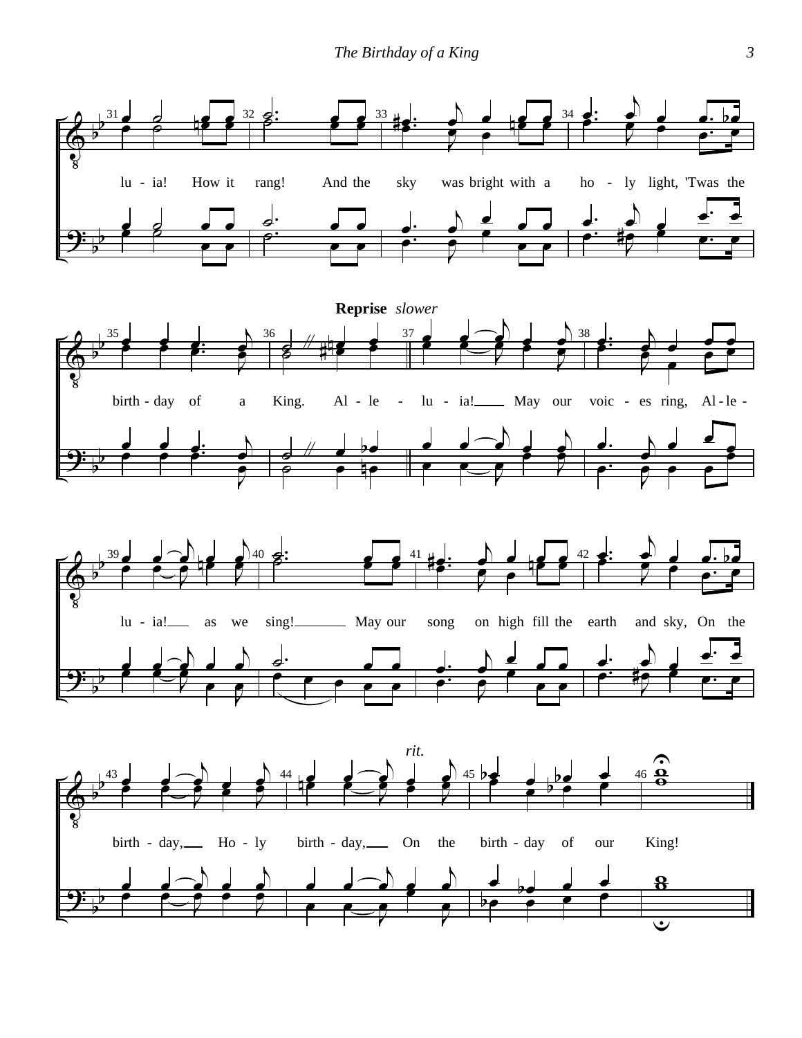lu - ia! How it rang! And the sky was bright with a ho - ly light, 'Twas the

**Reprise** *slower*

birth - day of a King. Al - le - lu - ia! May our voic - es ring, Al - le -

lu - ia! as we sing! May our song on high fill the earth and sky, On the

*rit.*

birth - day, Ho - ly birth - day, On the birth - day of our King!